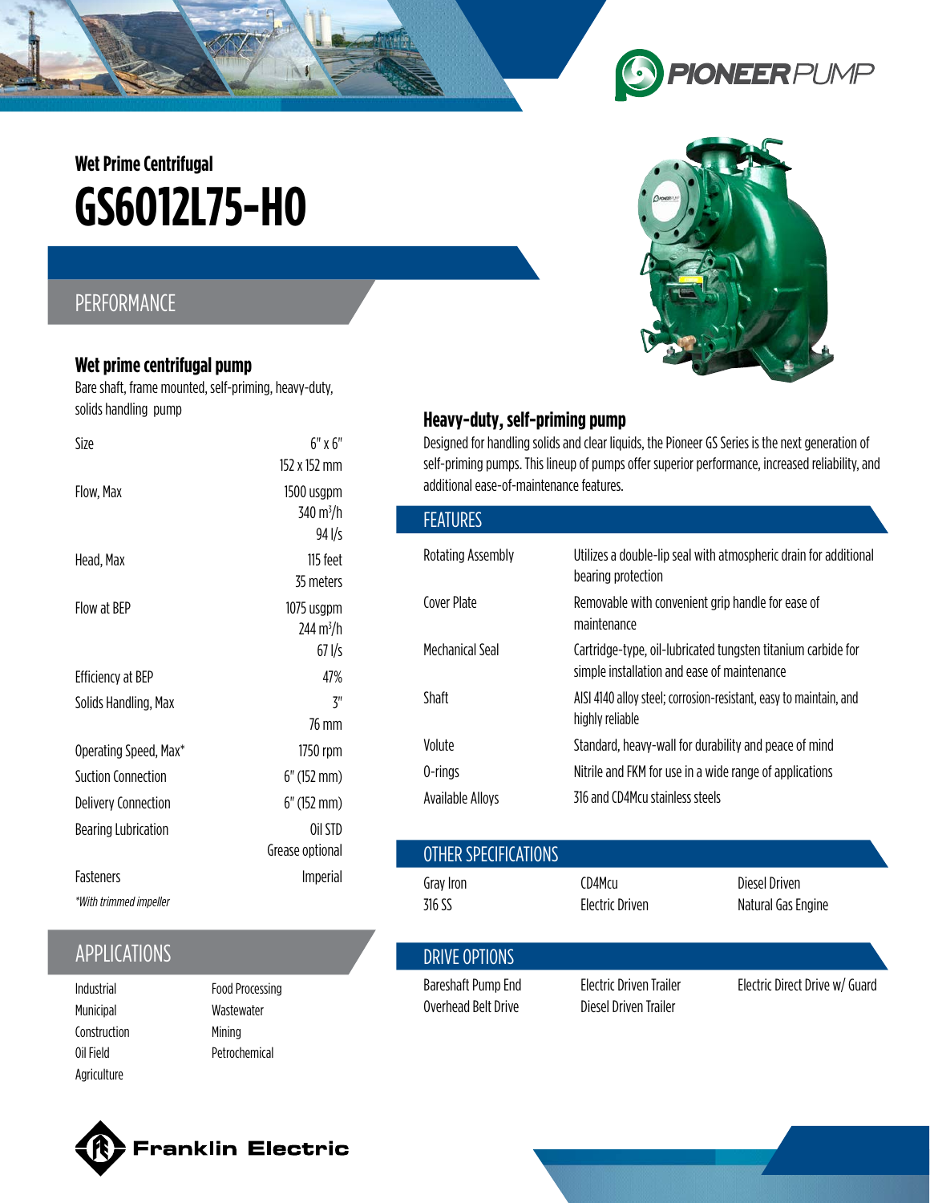Wet Prime Centrifugal

# GS6012L75-HO

## PERFORMANCE

### Wet prime centrifugal pump

Bare shaft, frame mounted, self-priming, heavy-duty, solids handling pump

| | |
|---|---|
| Size | 6" x 6"<br>152 x 152 mm |
| Flow, Max | 1500 usgpm<br>340 m³/h<br>94 l/s |
| Head, Max | 115 feet<br>35 meters |
| Flow at BEP | 1075 usgpm<br>244 m³/h<br>67 l/s |
| Efficiency at BEP | 47% |
| Solids Handling, Max | 3"<br>76 mm |
| Operating Speed, Max* | 1750 rpm |
| Suction Connection | 6" (152 mm) |
| Delivery Connection | 6" (152 mm) |
| Bearing Lubrication | Oil STD<br>Grease optional |
| Fasteners | Imperial |

*\*With trimmed impeller*

## APPLICATIONS

- Industrial
- Municipal
- Construction
- Oil Field
- Agriculture
- Food Processing
- Wastewater
- Mining
- Petrochemical

### Heavy-duty, self-priming pump

Designed for handling solids and clear liquids, the Pioneer GS Series is the next generation of self-priming pumps. This lineup of pumps offer superior performance, increased reliability, and additional ease-of-maintenance features.

## FEATURES

| | |
|---|---|
| Rotating Assembly | Utilizes a double-lip seal with atmospheric drain for additional bearing protection |
| Cover Plate | Removable with convenient grip handle for ease of maintenance |
| Mechanical Seal | Cartridge-type, oil-lubricated tungsten titanium carbide for simple installation and ease of maintenance |
| Shaft | AISI 4140 alloy steel; corrosion-resistant, easy to maintain, and highly reliable |
| Volute | Standard, heavy-wall for durability and peace of mind |
| O-rings | Nitrile and FKM for use in a wide range of applications |
| Available Alloys | 316 and CD4Mcu stainless steels |

## OTHER SPECIFICATIONS

- Gray Iron
- 316 SS
- CD4Mcu
- Electric Driven
- Diesel Driven
- Natural Gas Engine

## DRIVE OPTIONS

- Bareshaft Pump End
- Overhead Belt Drive
- Electric Driven Trailer
- Diesel Driven Trailer
- Electric Direct Drive w/ Guard

Franklin Electric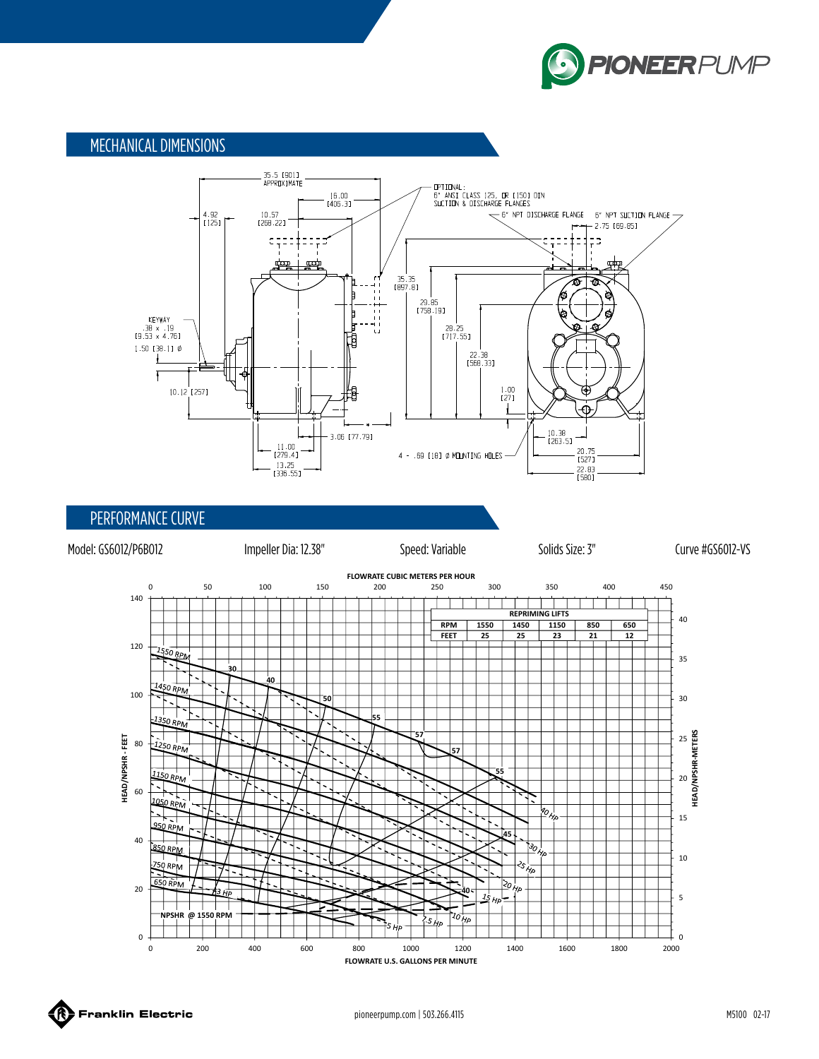## MECHANICAL DIMENSIONS

35.5 [901]
APPROXIMATE

16.00
[406.3]

4.92
[125]

10.57
[268.22]

OPTIONAL:
6" ANSI CLASS 125, OR [150] DIN
SUCTION & DISCHARGE FLANGES

6" NPT DISCHARGE FLANGE

6" NPT SUCTION FLANGE

2.75 [69.85]

35.35
[897.8]

29.85
[758.19]

28.25
[717.55]

22.38
[568.33]

KEYWAY
.38 x .19
[9.53 x 4.76]

1.50 [38.1] Ø

10.12 [257]

1.00
[27]

3.06 [77.79]

11.00
[279.4]

13.25
[336.55]

4 - .69 [18] Ø MOUNTING HOLES

10.38
[263.5]

20.75
[527]

22.83
[580]

## PERFORMANCE CURVE

Model: GS6012/P6B012 Impeller Dia: 12.38" Speed: Variable Solids Size: 3" Curve #GS6012-VS

FLOWRATE CUBIC METERS PER HOUR

0 50 100 150 200 250 300 350 400 450

HEAD/NPSHR - FEET

HEAD/NPSHR-METERS

FLOWRATE U.S. GALLONS PER MINUTE

0 200 400 600 800 1000 1200 1400 1600 1800 2000

| REPRIMING LIFTS | | | | | |
|---|---|---|---|---|---|
| RPM | 1550 | 1450 | 1150 | 850 | 650 |
| FEET | 25 | 25 | 23 | 21 | 12 |

1550 RPM
1450 RPM
1350 RPM
1250 RPM
1150 RPM
1050 RPM
950 RPM
850 RPM
750 RPM
650 RPM

30
40
50
55
57
57
55
45
40

3 HP
5 HP
7.5 HP
10 HP
15 HP
20 HP
25 HP
30 HP
40 HP

NPSHR @ 1550 RPM

pioneerpump.com | 503.266.4115

M5100 02-17